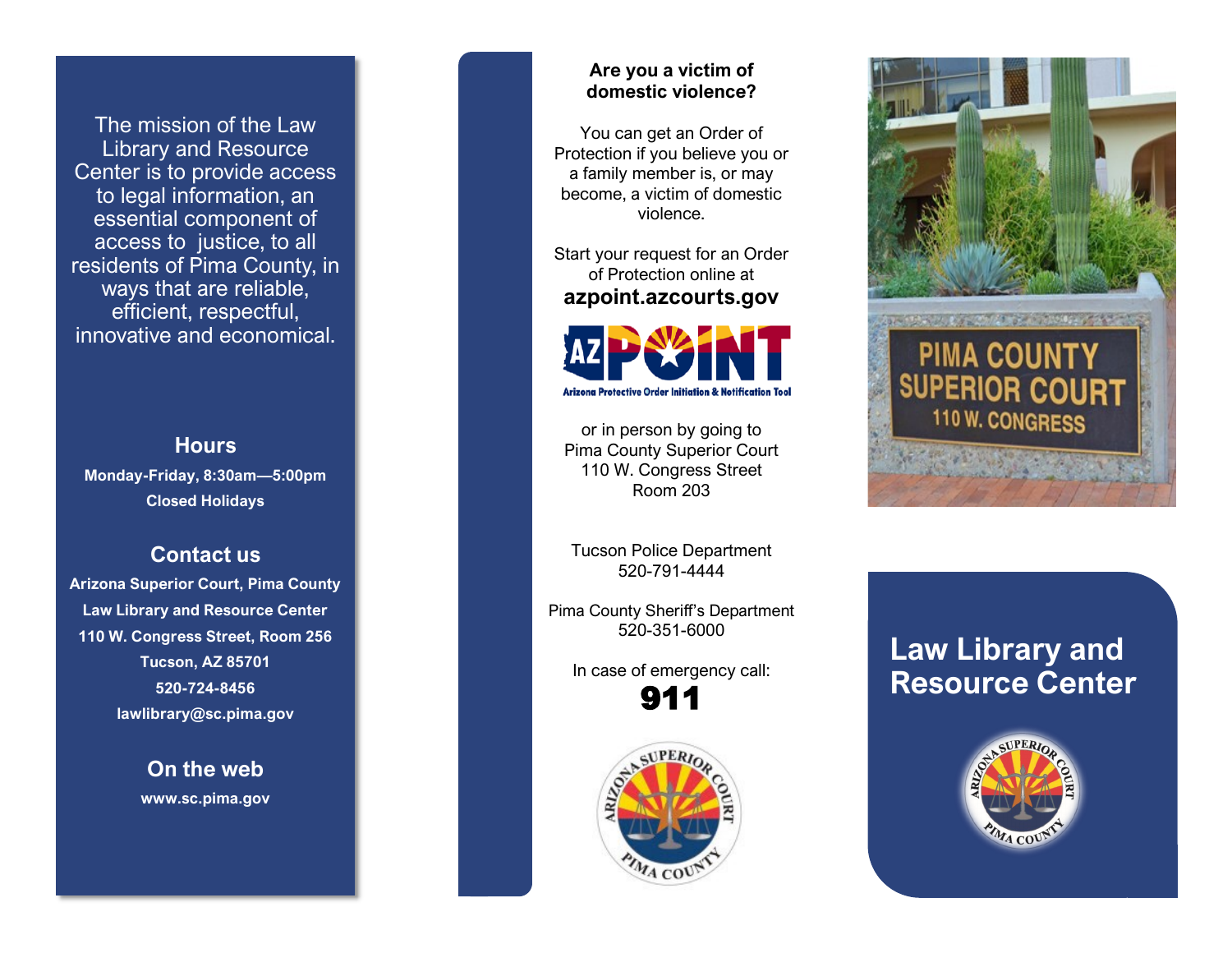The mission of the Law Library and Resource Center is to provide access to legal information, an essential component of access to justice, to all residents of Pima County, in ways that are reliable, efficient, respectful, innovative and economical.

## Hours

**Monday-Friday, 8:30am—5:00pm**

**Closed Holidays**

## Contact us

**Arizona Superior Court, Pima County**
**Law Library and Resource Center**
**110 W. Congress Street, Room 256**
**Tucson, AZ 85701**
**520-724-8456**
**lawlibrary@sc.pima.gov**

## On the web

**www.sc.pima.gov**

**Are you a victim of domestic violence?**

You can get an Order of Protection if you believe you or a family member is, or may become, a victim of domestic violence.

Start your request for an Order of Protection online at

**azpoint.azcourts.gov**

AZ POINT
Arizona Protective Order Initiation & Notification Tool

or in person by going to
Pima County Superior Court
110 W. Congress Street
Room 203

Tucson Police Department
520-791-4444

Pima County Sheriff's Department
520-351-6000

In case of emergency call:

**911**

PIMA COUNTY SUPERIOR COURT
110 W. CONGRESS

# Law Library and Resource Center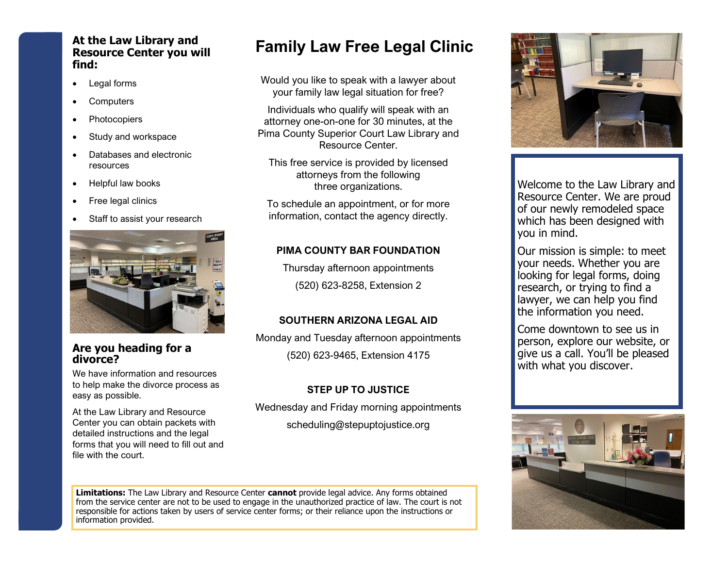### At the Law Library and Resource Center you will find:

- Legal forms
- Computers
- Photocopiers
- Study and workspace
- Databases and electronic resources
- Helpful law books
- Free legal clinics
- Staff to assist your research

### Are you heading for a divorce?

We have information and resources to help make the divorce process as easy as possible.

At the Law Library and Resource Center you can obtain packets with detailed instructions and the legal forms that you will need to fill out and file with the court.

# Family Law Free Legal Clinic

Would you like to speak with a lawyer about your family law legal situation for free?

Individuals who qualify will speak with an attorney one-on-one for 30 minutes, at the Pima County Superior Court Law Library and Resource Center.

This free service is provided by licensed attorneys from the following three organizations.

To schedule an appointment, or for more information, contact the agency directly.

**PIMA COUNTY BAR FOUNDATION**

Thursday afternoon appointments

(520) 623-8258, Extension 2

**SOUTHERN ARIZONA LEGAL AID**

Monday and Tuesday afternoon appointments

(520) 623-9465, Extension 4175

**STEP UP TO JUSTICE**

Wednesday and Friday morning appointments

scheduling@stepuptojustice.org

**Limitations:** The Law Library and Resource Center **cannot** provide legal advice. Any forms obtained from the service center are not to be used to engage in the unauthorized practice of law. The court is not responsible for actions taken by users of service center forms; or their reliance upon the instructions or information provided.

Welcome to the Law Library and Resource Center. We are proud of our newly remodeled space which has been designed with you in mind.

Our mission is simple: to meet your needs. Whether you are looking for legal forms, doing research, or trying to find a lawyer, we can help you find the information you need.

Come downtown to see us in person, explore our website, or give us a call. You'll be pleased with what you discover.